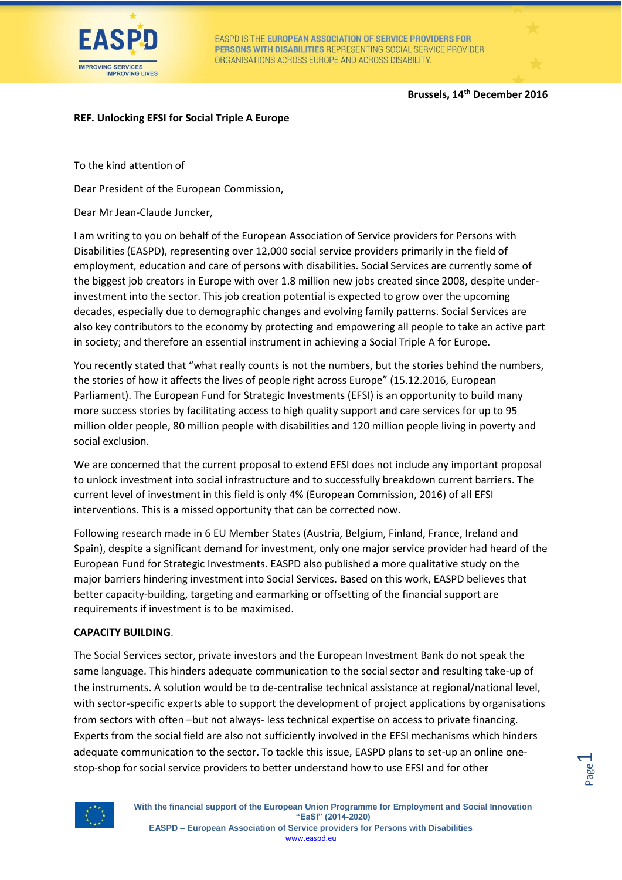Brussels, 14th December 2016

**REF. Unlocking EFSI for Social Triple A Europe**

To the kind attention of

Dear President of the European Commission,

Dear Mr Jean-Claude Juncker,

I am writing to you on behalf of the European Association of Service providers for Persons with Disabilities (EASPD), representing over 12,000 social service providers primarily in the field of employment, education and care of persons with disabilities. Social Services are currently some of the biggest job creators in Europe with over 1.8 million new jobs created since 2008, despite under-investment into the sector. This job creation potential is expected to grow over the upcoming decades, especially due to demographic changes and evolving family patterns. Social Services are also key contributors to the economy by protecting and empowering all people to take an active part in society; and therefore an essential instrument in achieving a Social Triple A for Europe.

You recently stated that "what really counts is not the numbers, but the stories behind the numbers, the stories of how it affects the lives of people right across Europe" (15.12.2016, European Parliament). The European Fund for Strategic Investments (EFSI) is an opportunity to build many more success stories by facilitating access to high quality support and care services for up to 95 million older people, 80 million people with disabilities and 120 million people living in poverty and social exclusion.

We are concerned that the current proposal to extend EFSI does not include any important proposal to unlock investment into social infrastructure and to successfully breakdown current barriers. The current level of investment in this field is only 4% (European Commission, 2016) of all EFSI interventions. This is a missed opportunity that can be corrected now.

Following research made in 6 EU Member States (Austria, Belgium, Finland, France, Ireland and Spain), despite a significant demand for investment, only one major service provider had heard of the European Fund for Strategic Investments. EASPD also published a more qualitative study on the major barriers hindering investment into Social Services. Based on this work, EASPD believes that better capacity-building, targeting and earmarking or offsetting of the financial support are requirements if investment is to be maximised.

**CAPACITY BUILDING**.

The Social Services sector, private investors and the European Investment Bank do not speak the same language. This hinders adequate communication to the social sector and resulting take-up of the instruments. A solution would be to de-centralise technical assistance at regional/national level, with sector-specific experts able to support the development of project applications by organisations from sectors with often –but not always- less technical expertise on access to private financing. Experts from the social field are also not sufficiently involved in the EFSI mechanisms which hinders adequate communication to the sector. To tackle this issue, EASPD plans to set-up an online one-stop-shop for social service providers to better understand how to use EFSI and for other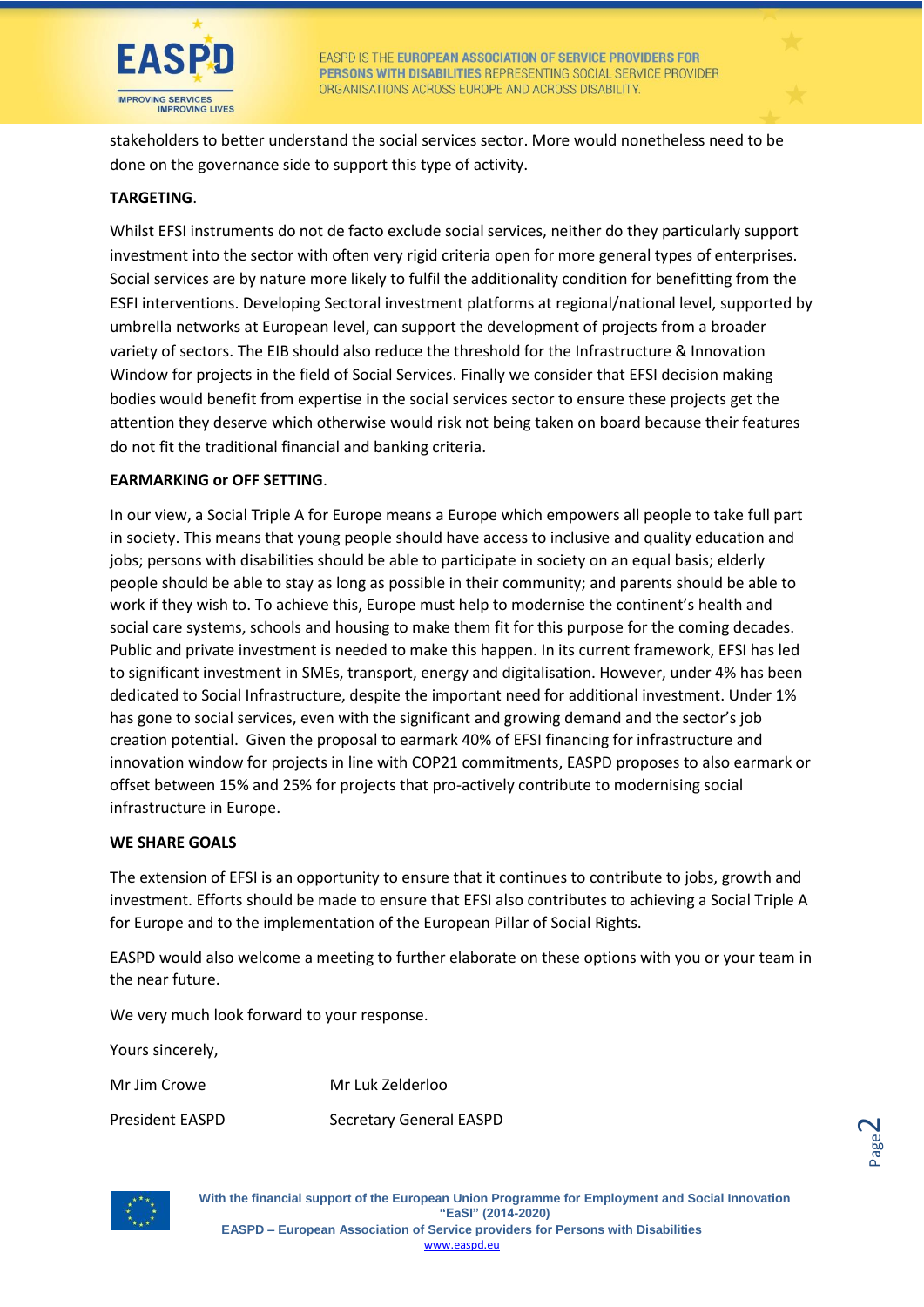stakeholders to better understand the social services sector. More would nonetheless need to be done on the governance side to support this type of activity.

**TARGETING**.

Whilst EFSI instruments do not de facto exclude social services, neither do they particularly support investment into the sector with often very rigid criteria open for more general types of enterprises. Social services are by nature more likely to fulfil the additionality condition for benefitting from the ESFI interventions. Developing Sectoral investment platforms at regional/national level, supported by umbrella networks at European level, can support the development of projects from a broader variety of sectors. The EIB should also reduce the threshold for the Infrastructure & Innovation Window for projects in the field of Social Services. Finally we consider that EFSI decision making bodies would benefit from expertise in the social services sector to ensure these projects get the attention they deserve which otherwise would risk not being taken on board because their features do not fit the traditional financial and banking criteria.

**EARMARKING or OFF SETTING**.

In our view, a Social Triple A for Europe means a Europe which empowers all people to take full part in society. This means that young people should have access to inclusive and quality education and jobs; persons with disabilities should be able to participate in society on an equal basis; elderly people should be able to stay as long as possible in their community; and parents should be able to work if they wish to. To achieve this, Europe must help to modernise the continent's health and social care systems, schools and housing to make them fit for this purpose for the coming decades. Public and private investment is needed to make this happen. In its current framework, EFSI has led to significant investment in SMEs, transport, energy and digitalisation. However, under 4% has been dedicated to Social Infrastructure, despite the important need for additional investment. Under 1% has gone to social services, even with the significant and growing demand and the sector's job creation potential. Given the proposal to earmark 40% of EFSI financing for infrastructure and innovation window for projects in line with COP21 commitments, EASPD proposes to also earmark or offset between 15% and 25% for projects that pro-actively contribute to modernising social infrastructure in Europe.

**WE SHARE GOALS**

The extension of EFSI is an opportunity to ensure that it continues to contribute to jobs, growth and investment. Efforts should be made to ensure that EFSI also contributes to achieving a Social Triple A for Europe and to the implementation of the European Pillar of Social Rights.

EASPD would also welcome a meeting to further elaborate on these options with you or your team in the near future.

We very much look forward to your response.

Yours sincerely,

| Mr Jim Crowe | Mr Luk Zelderloo |
|---|---|
| President EASPD | Secretary General EASPD |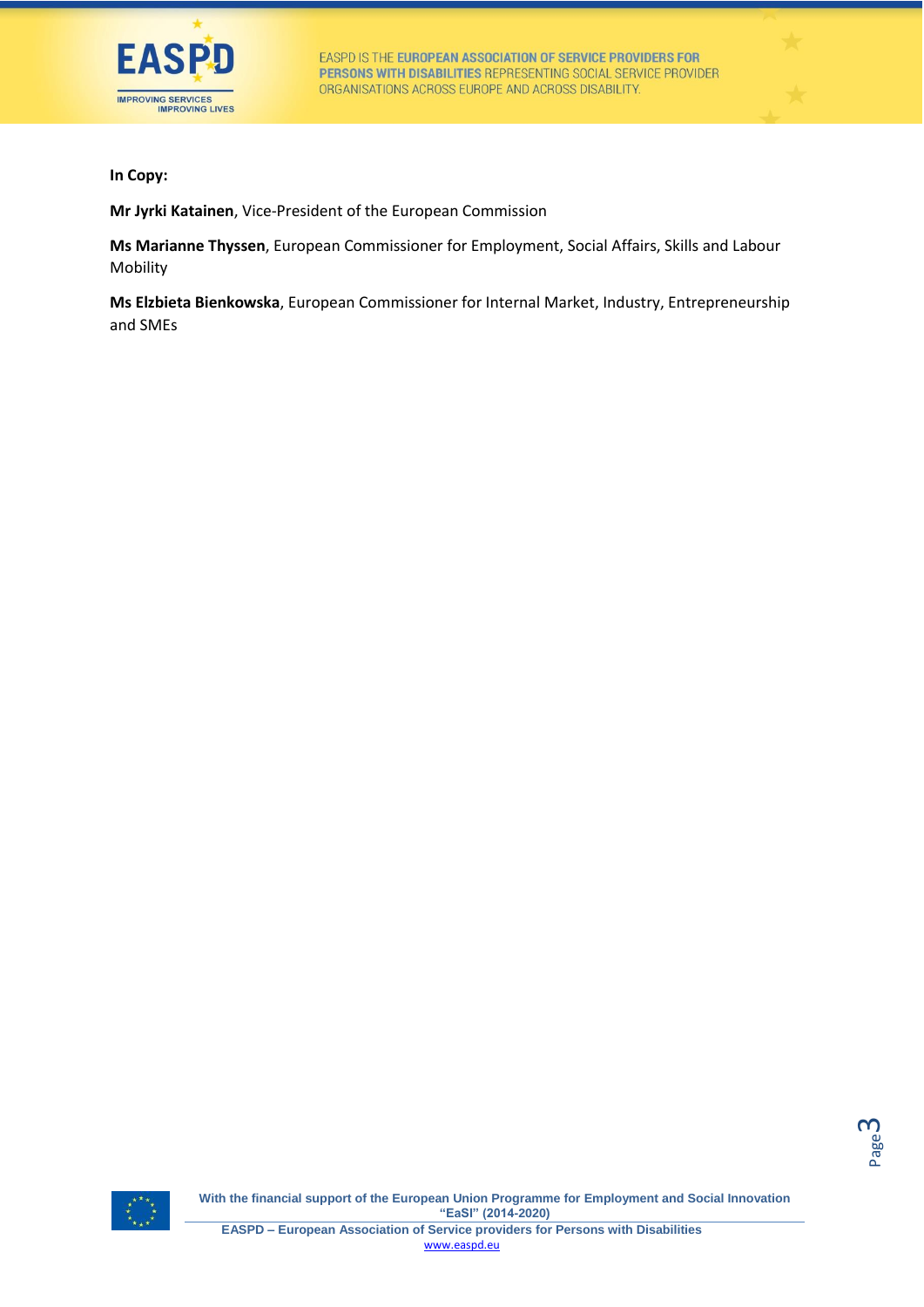**In Copy:**

**Mr Jyrki Katainen**, Vice-President of the European Commission

**Ms Marianne Thyssen**, European Commissioner for Employment, Social Affairs, Skills and Labour Mobility

**Ms Elzbieta Bienkowska**, European Commissioner for Internal Market, Industry, Entrepreneurship and SMEs